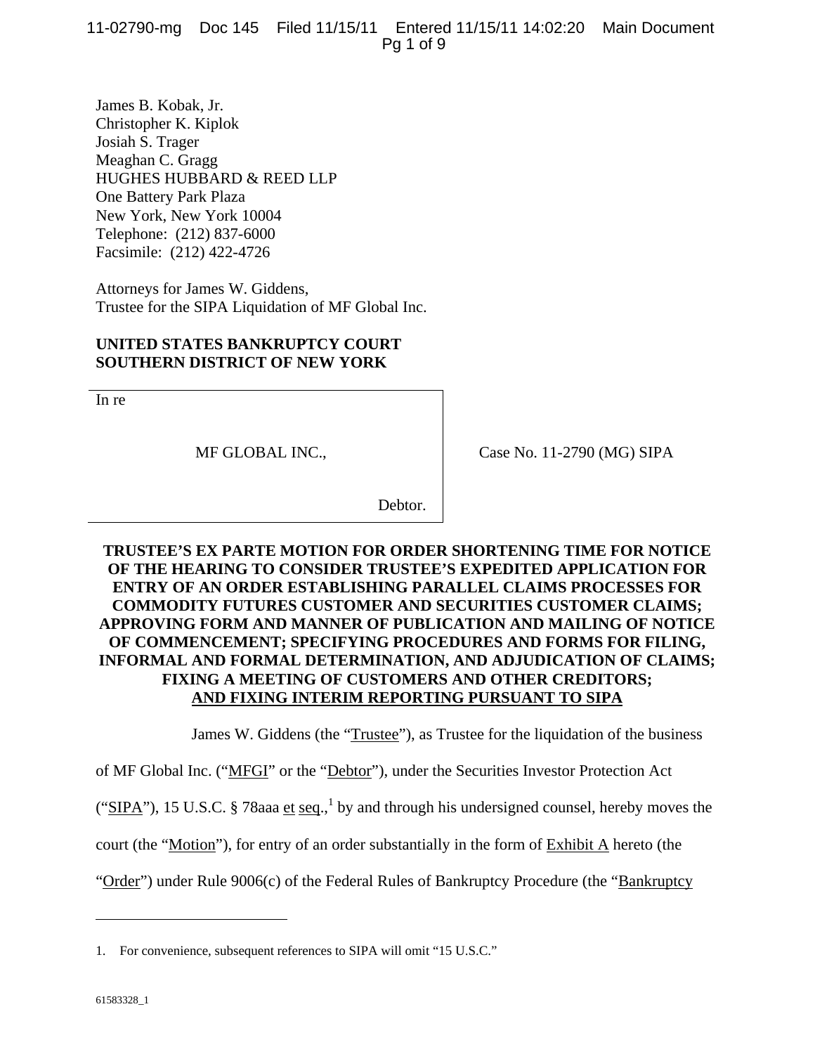James B. Kobak, Jr.
Christopher K. Kiplok
Josiah S. Trager
Meaghan C. Gragg
HUGHES HUBBARD & REED LLP
One Battery Park Plaza
New York, New York 10004
Telephone: (212) 837-6000
Facsimile: (212) 422-4726

Attorneys for James W. Giddens,
Trustee for the SIPA Liquidation of MF Global Inc.

**UNITED STATES BANKRUPTCY COURT**
**SOUTHERN DISTRICT OF NEW YORK**

| In re<br><br>MF GLOBAL INC.,<br><br>Debtor. | Case No. 11-2790 (MG) SIPA |
|---|---|

**TRUSTEE'S EX PARTE MOTION FOR ORDER SHORTENING TIME FOR NOTICE OF THE HEARING TO CONSIDER TRUSTEE'S EXPEDITED APPLICATION FOR ENTRY OF AN ORDER ESTABLISHING PARALLEL CLAIMS PROCESSES FOR COMMODITY FUTURES CUSTOMER AND SECURITIES CUSTOMER CLAIMS; APPROVING FORM AND MANNER OF PUBLICATION AND MAILING OF NOTICE OF COMMENCEMENT; SPECIFYING PROCEDURES AND FORMS FOR FILING, INFORMAL AND FORMAL DETERMINATION, AND ADJUDICATION OF CLAIMS; FIXING A MEETING OF CUSTOMERS AND OTHER CREDITORS; AND FIXING INTERIM REPORTING PURSUANT TO SIPA**

James W. Giddens (the "Trustee"), as Trustee for the liquidation of the business of MF Global Inc. ("MFGI" or the "Debtor"), under the Securities Investor Protection Act ("SIPA"), 15 U.S.C. § 78aaa et seq.,[1] by and through his undersigned counsel, hereby moves the court (the "Motion"), for entry of an order substantially in the form of Exhibit A hereto (the "Order") under Rule 9006(c) of the Federal Rules of Bankruptcy Procedure (the "Bankruptcy

---

1. For convenience, subsequent references to SIPA will omit "15 U.S.C."

61583328_1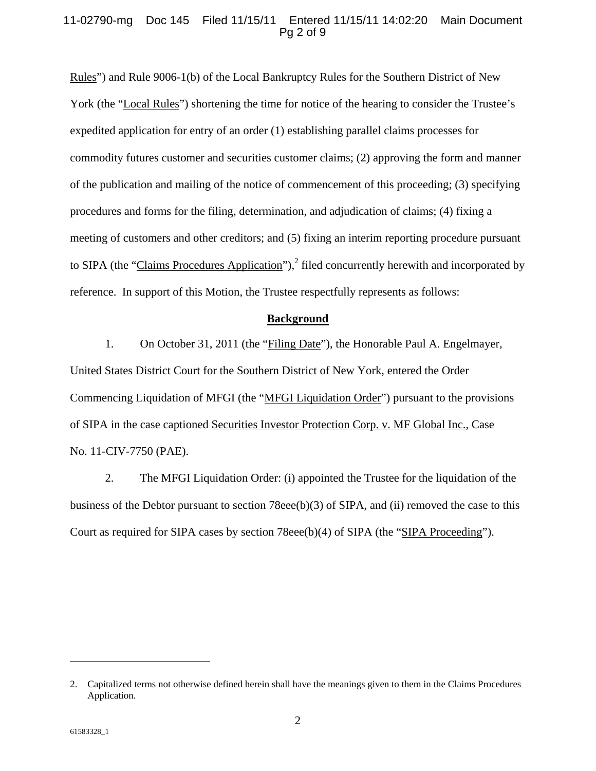Rules") and Rule 9006-1(b) of the Local Bankruptcy Rules for the Southern District of New York (the "Local Rules") shortening the time for notice of the hearing to consider the Trustee's expedited application for entry of an order (1) establishing parallel claims processes for commodity futures customer and securities customer claims; (2) approving the form and manner of the publication and mailing of the notice of commencement of this proceeding; (3) specifying procedures and forms for the filing, determination, and adjudication of claims; (4) fixing a meeting of customers and other creditors; and (5) fixing an interim reporting procedure pursuant to SIPA (the "Claims Procedures Application"),[2] filed concurrently herewith and incorporated by reference. In support of this Motion, the Trustee respectfully represents as follows:

## Background

1. On October 31, 2011 (the "Filing Date"), the Honorable Paul A. Engelmayer, United States District Court for the Southern District of New York, entered the Order Commencing Liquidation of MFGI (the "MFGI Liquidation Order") pursuant to the provisions of SIPA in the case captioned Securities Investor Protection Corp. v. MF Global Inc., Case No. 11-CIV-7750 (PAE).

2. The MFGI Liquidation Order: (i) appointed the Trustee for the liquidation of the business of the Debtor pursuant to section 78eee(b)(3) of SIPA, and (ii) removed the case to this Court as required for SIPA cases by section 78eee(b)(4) of SIPA (the "SIPA Proceeding").

---

2. Capitalized terms not otherwise defined herein shall have the meanings given to them in the Claims Procedures Application.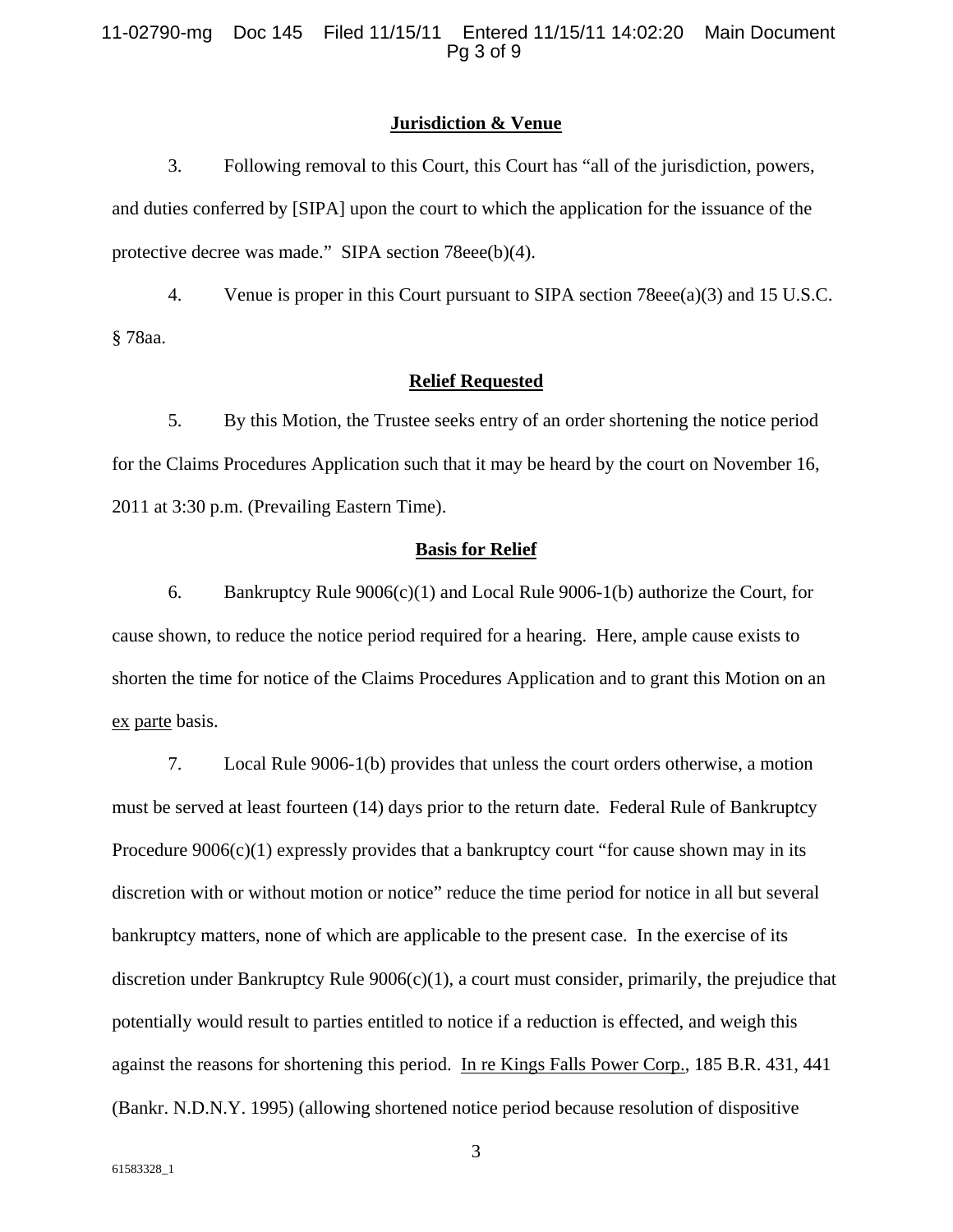## Jurisdiction & Venue

3. Following removal to this Court, this Court has "all of the jurisdiction, powers, and duties conferred by [SIPA] upon the court to which the application for the issuance of the protective decree was made." SIPA section 78eee(b)(4).

4. Venue is proper in this Court pursuant to SIPA section 78eee(a)(3) and 15 U.S.C. § 78aa.

## Relief Requested

5. By this Motion, the Trustee seeks entry of an order shortening the notice period for the Claims Procedures Application such that it may be heard by the court on November 16, 2011 at 3:30 p.m. (Prevailing Eastern Time).

## Basis for Relief

6. Bankruptcy Rule 9006(c)(1) and Local Rule 9006-1(b) authorize the Court, for cause shown, to reduce the notice period required for a hearing. Here, ample cause exists to shorten the time for notice of the Claims Procedures Application and to grant this Motion on an ex parte basis.

7. Local Rule 9006-1(b) provides that unless the court orders otherwise, a motion must be served at least fourteen (14) days prior to the return date. Federal Rule of Bankruptcy Procedure 9006(c)(1) expressly provides that a bankruptcy court "for cause shown may in its discretion with or without motion or notice" reduce the time period for notice in all but several bankruptcy matters, none of which are applicable to the present case. In the exercise of its discretion under Bankruptcy Rule 9006(c)(1), a court must consider, primarily, the prejudice that potentially would result to parties entitled to notice if a reduction is effected, and weigh this against the reasons for shortening this period. In re Kings Falls Power Corp., 185 B.R. 431, 441 (Bankr. N.D.N.Y. 1995) (allowing shortened notice period because resolution of dispositive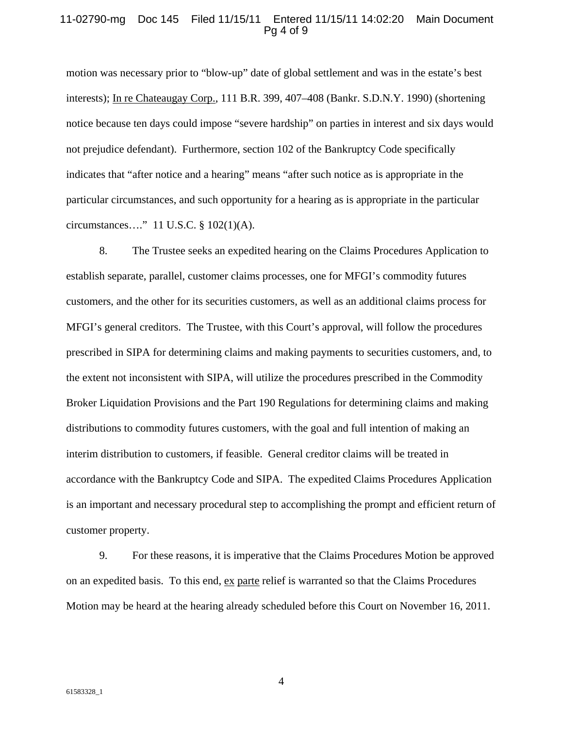motion was necessary prior to "blow-up" date of global settlement and was in the estate's best interests); In re Chateaugay Corp., 111 B.R. 399, 407–408 (Bankr. S.D.N.Y. 1990) (shortening notice because ten days could impose "severe hardship" on parties in interest and six days would not prejudice defendant). Furthermore, section 102 of the Bankruptcy Code specifically indicates that "after notice and a hearing" means "after such notice as is appropriate in the particular circumstances, and such opportunity for a hearing as is appropriate in the particular circumstances…." 11 U.S.C. § 102(1)(A).

8. The Trustee seeks an expedited hearing on the Claims Procedures Application to establish separate, parallel, customer claims processes, one for MFGI's commodity futures customers, and the other for its securities customers, as well as an additional claims process for MFGI's general creditors. The Trustee, with this Court's approval, will follow the procedures prescribed in SIPA for determining claims and making payments to securities customers, and, to the extent not inconsistent with SIPA, will utilize the procedures prescribed in the Commodity Broker Liquidation Provisions and the Part 190 Regulations for determining claims and making distributions to commodity futures customers, with the goal and full intention of making an interim distribution to customers, if feasible. General creditor claims will be treated in accordance with the Bankruptcy Code and SIPA. The expedited Claims Procedures Application is an important and necessary procedural step to accomplishing the prompt and efficient return of customer property.

9. For these reasons, it is imperative that the Claims Procedures Motion be approved on an expedited basis. To this end, ex parte relief is warranted so that the Claims Procedures Motion may be heard at the hearing already scheduled before this Court on November 16, 2011.

61583328_1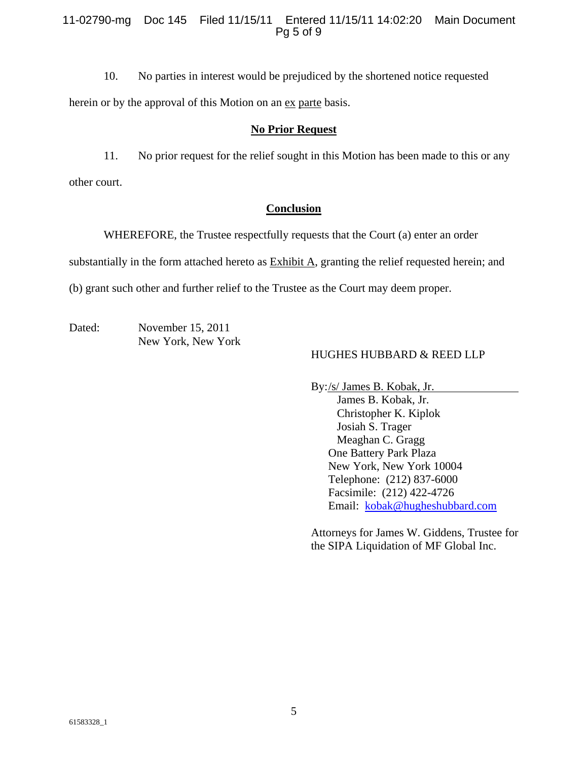10. No parties in interest would be prejudiced by the shortened notice requested herein or by the approval of this Motion on an ex parte basis.

## No Prior Request

11. No prior request for the relief sought in this Motion has been made to this or any other court.

## Conclusion

WHEREFORE, the Trustee respectfully requests that the Court (a) enter an order substantially in the form attached hereto as Exhibit A, granting the relief requested herein; and (b) grant such other and further relief to the Trustee as the Court may deem proper.

Dated: November 15, 2011
New York, New York

HUGHES HUBBARD & REED LLP

By: /s/ James B. Kobak, Jr.
James B. Kobak, Jr.
Christopher K. Kiplok
Josiah S. Trager
Meaghan C. Gragg
One Battery Park Plaza
New York, New York 10004
Telephone: (212) 837-6000
Facsimile: (212) 422-4726
Email: kobak@hugheshubbard.com

Attorneys for James W. Giddens, Trustee for the SIPA Liquidation of MF Global Inc.

61583328_1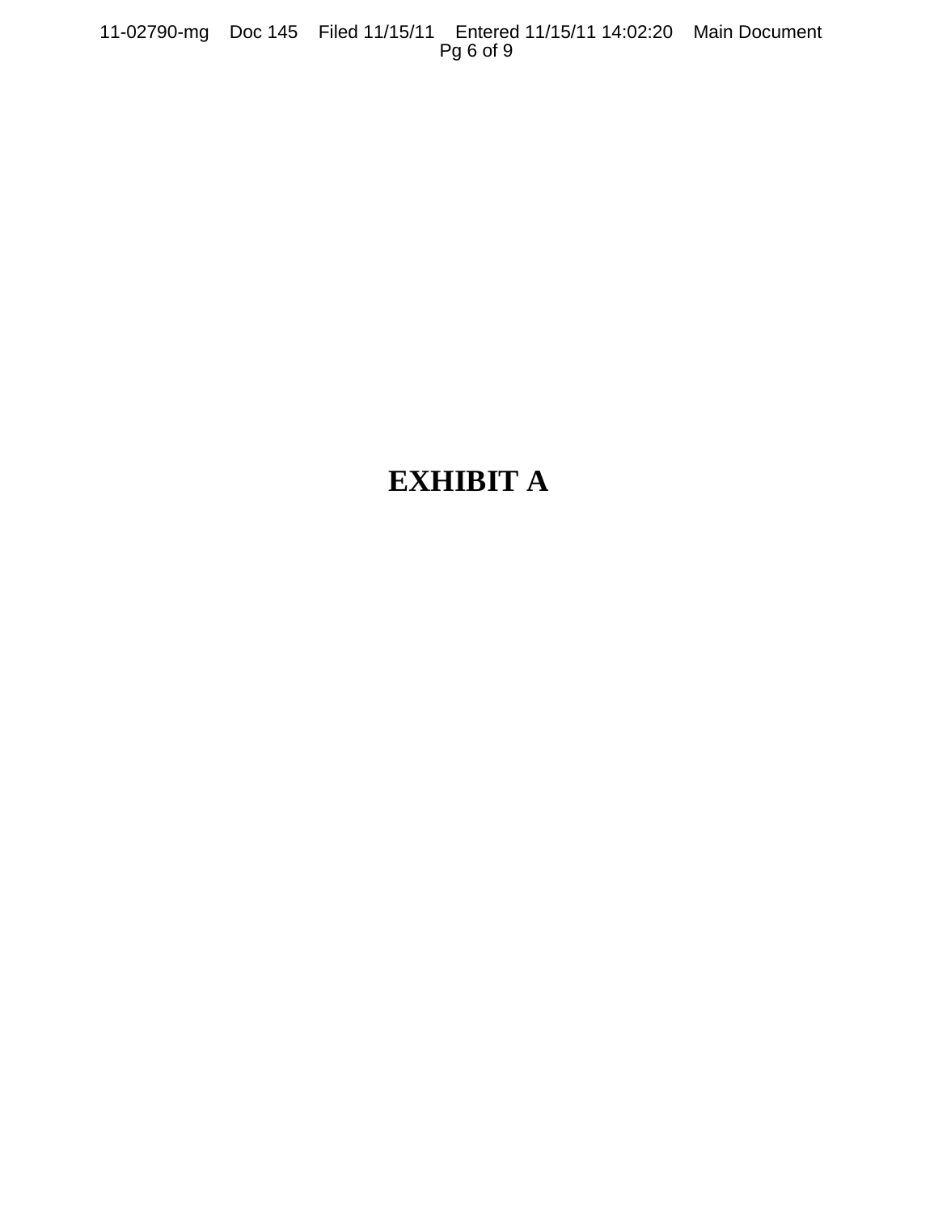# EXHIBIT A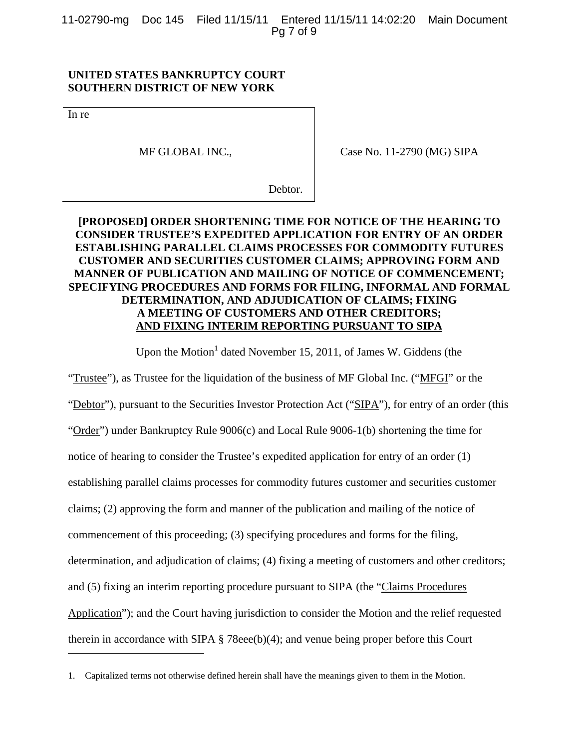**UNITED STATES BANKRUPTCY COURT**
**SOUTHERN DISTRICT OF NEW YORK**

| | |
|---|---|
| In re<br><br>MF GLOBAL INC.,<br><br>Debtor. | Case No. 11-2790 (MG) SIPA |

**[PROPOSED] ORDER SHORTENING TIME FOR NOTICE OF THE HEARING TO CONSIDER TRUSTEE'S EXPEDITED APPLICATION FOR ENTRY OF AN ORDER ESTABLISHING PARALLEL CLAIMS PROCESSES FOR COMMODITY FUTURES CUSTOMER AND SECURITIES CUSTOMER CLAIMS; APPROVING FORM AND MANNER OF PUBLICATION AND MAILING OF NOTICE OF COMMENCEMENT; SPECIFYING PROCEDURES AND FORMS FOR FILING, INFORMAL AND FORMAL DETERMINATION, AND ADJUDICATION OF CLAIMS; FIXING A MEETING OF CUSTOMERS AND OTHER CREDITORS; AND FIXING INTERIM REPORTING PURSUANT TO SIPA**

Upon the Motion[1] dated November 15, 2011, of James W. Giddens (the "Trustee"), as Trustee for the liquidation of the business of MF Global Inc. ("MFGI" or the "Debtor"), pursuant to the Securities Investor Protection Act ("SIPA"), for entry of an order (this "Order") under Bankruptcy Rule 9006(c) and Local Rule 9006-1(b) shortening the time for notice of hearing to consider the Trustee's expedited application for entry of an order (1) establishing parallel claims processes for commodity futures customer and securities customer claims; (2) approving the form and manner of the publication and mailing of the notice of commencement of this proceeding; (3) specifying procedures and forms for the filing, determination, and adjudication of claims; (4) fixing a meeting of customers and other creditors; and (5) fixing an interim reporting procedure pursuant to SIPA (the "Claims Procedures Application"); and the Court having jurisdiction to consider the Motion and the relief requested therein in accordance with SIPA § 78eee(b)(4); and venue being proper before this Court

1. Capitalized terms not otherwise defined herein shall have the meanings given to them in the Motion.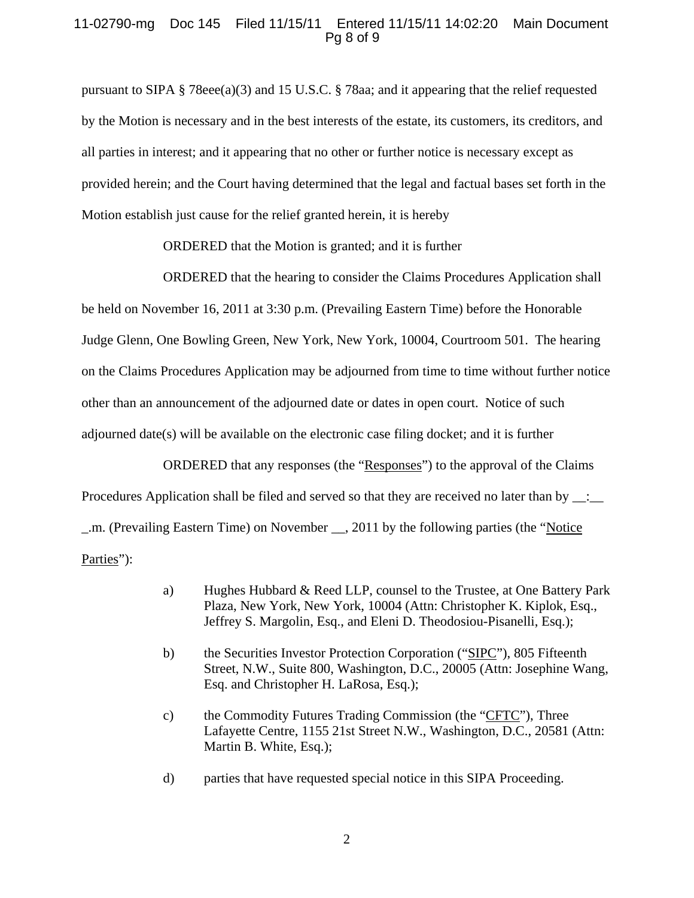pursuant to SIPA § 78eee(a)(3) and 15 U.S.C. § 78aa; and it appearing that the relief requested by the Motion is necessary and in the best interests of the estate, its customers, its creditors, and all parties in interest; and it appearing that no other or further notice is necessary except as provided herein; and the Court having determined that the legal and factual bases set forth in the Motion establish just cause for the relief granted herein, it is hereby

ORDERED that the Motion is granted; and it is further

ORDERED that the hearing to consider the Claims Procedures Application shall be held on November 16, 2011 at 3:30 p.m. (Prevailing Eastern Time) before the Honorable Judge Glenn, One Bowling Green, New York, New York, 10004, Courtroom 501. The hearing on the Claims Procedures Application may be adjourned from time to time without further notice other than an announcement of the adjourned date or dates in open court. Notice of such adjourned date(s) will be available on the electronic case filing docket; and it is further

ORDERED that any responses (the "Responses") to the approval of the Claims Procedures Application shall be filed and served so that they are received no later than by __:__ _.m. (Prevailing Eastern Time) on November __, 2011 by the following parties (the "Notice Parties"):

a) Hughes Hubbard & Reed LLP, counsel to the Trustee, at One Battery Park Plaza, New York, New York, 10004 (Attn: Christopher K. Kiplok, Esq., Jeffrey S. Margolin, Esq., and Eleni D. Theodosiou-Pisanelli, Esq.);

b) the Securities Investor Protection Corporation ("SIPC"), 805 Fifteenth Street, N.W., Suite 800, Washington, D.C., 20005 (Attn: Josephine Wang, Esq. and Christopher H. LaRosa, Esq.);

c) the Commodity Futures Trading Commission (the "CFTC"), Three Lafayette Centre, 1155 21st Street N.W., Washington, D.C., 20581 (Attn: Martin B. White, Esq.);

d) parties that have requested special notice in this SIPA Proceeding.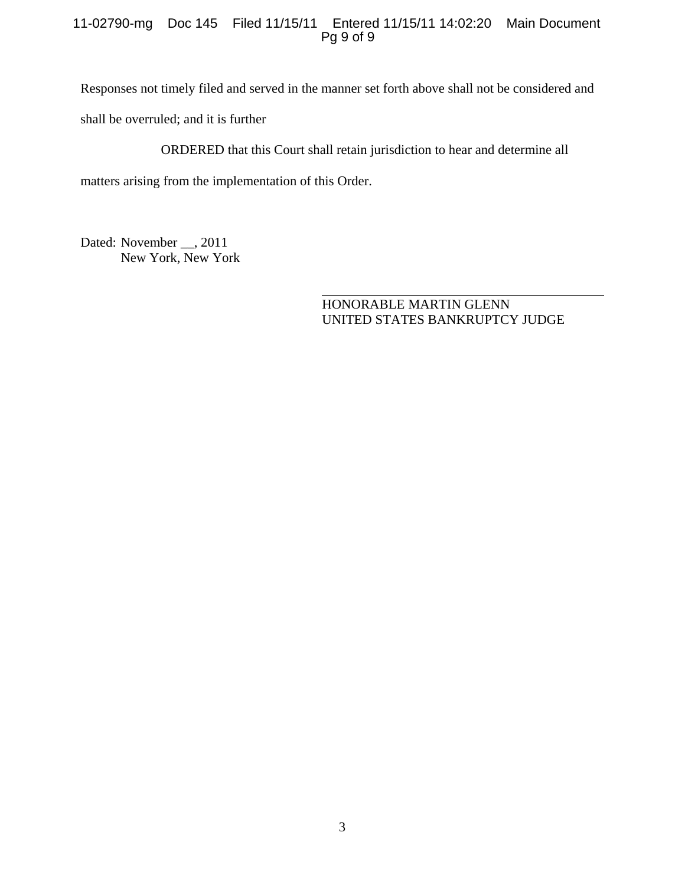Responses not timely filed and served in the manner set forth above shall not be considered and shall be overruled; and it is further

ORDERED that this Court shall retain jurisdiction to hear and determine all matters arising from the implementation of this Order.

Dated: November __, 2011
New York, New York

\_\_\_\_\_\_\_\_\_\_\_\_\_\_\_\_\_\_\_\_\_\_\_\_\_\_\_\_\_\_\_\_\_\_\_\_\_\_\_\_\_\_\_\_

HONORABLE MARTIN GLENN
UNITED STATES BANKRUPTCY JUDGE